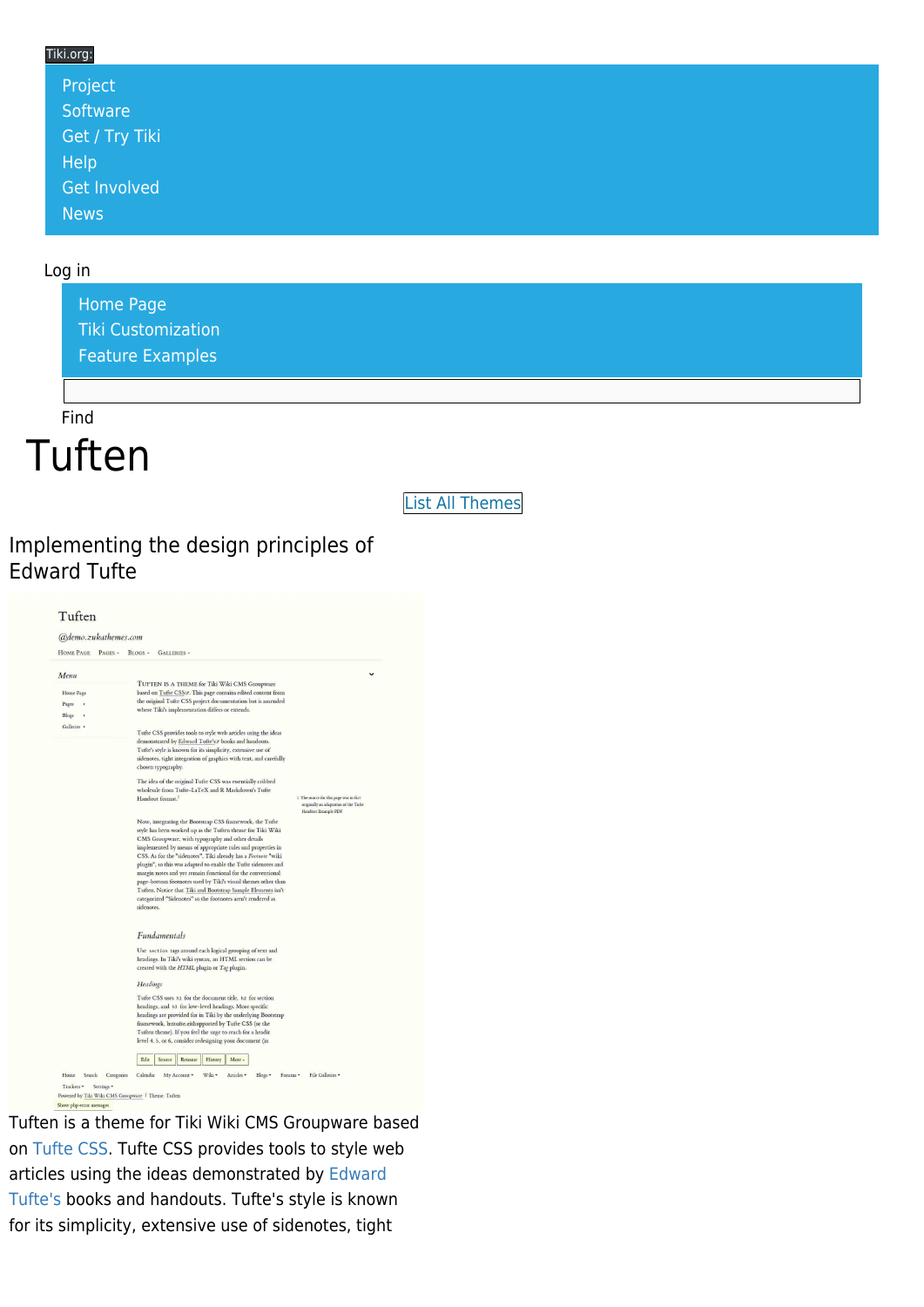Tiki.org:

- Project
- Software
- Get / Try Tiki
- Help
- Get Involved
- News

Log in

- Home Page
- Tiki Customization
- Feature Examples

Find

# Tuften

List All Themes

## Implementing the design principles of Edward Tufte

Tuften is a theme for Tiki Wiki CMS Groupware based on Tufte CSS. Tufte CSS provides tools to style web articles using the ideas demonstrated by Edward Tufte's books and handouts. Tufte's style is known for its simplicity, extensive use of sidenotes, tight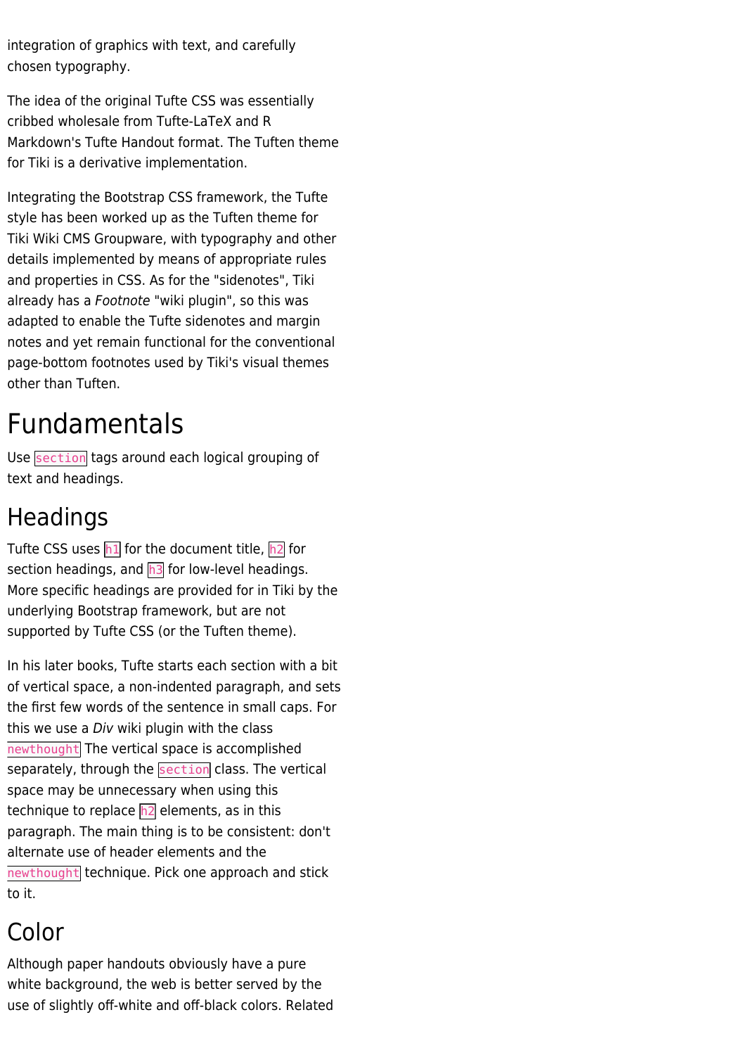integration of graphics with text, and carefully chosen typography.

The idea of the original Tufte CSS was essentially cribbed wholesale from Tufte-LaTeX and R Markdown's Tufte Handout format. The Tuften theme for Tiki is a derivative implementation.

Integrating the Bootstrap CSS framework, the Tufte style has been worked up as the Tuften theme for Tiki Wiki CMS Groupware, with typography and other details implemented by means of appropriate rules and properties in CSS. As for the "sidenotes", Tiki already has a *Footnote* "wiki plugin", so this was adapted to enable the Tufte sidenotes and margin notes and yet remain functional for the conventional page-bottom footnotes used by Tiki's visual themes other than Tuften.

# Fundamentals

Use `section` tags around each logical grouping of text and headings.

## Headings

Tufte CSS uses `h1` for the document title, `h2` for section headings, and `h3` for low-level headings. More specific headings are provided for in Tiki by the underlying Bootstrap framework, but are not supported by Tufte CSS (or the Tuften theme).

In his later books, Tufte starts each section with a bit of vertical space, a non-indented paragraph, and sets the first few words of the sentence in small caps. For this we use a *Div* wiki plugin with the class `newthought` The vertical space is accomplished separately, through the `section` class. The vertical space may be unnecessary when using this technique to replace `h2` elements, as in this paragraph. The main thing is to be consistent: don't alternate use of header elements and the `newthought` technique. Pick one approach and stick to it.

## Color

Although paper handouts obviously have a pure white background, the web is better served by the use of slightly off-white and off-black colors. Related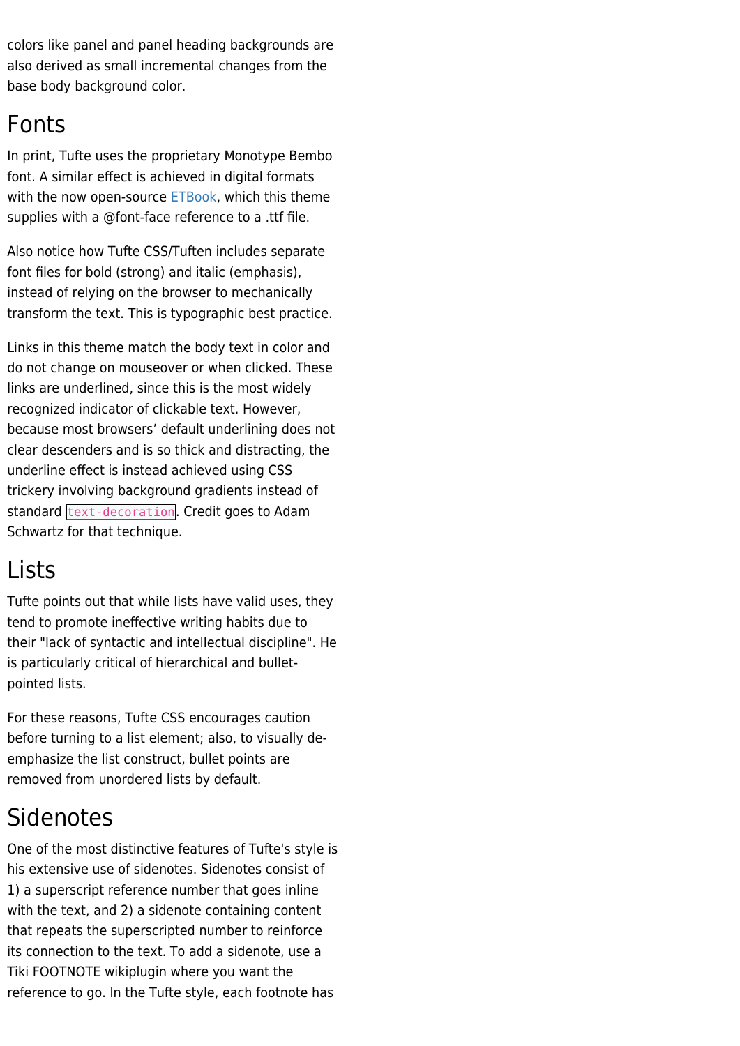colors like panel and panel heading backgrounds are also derived as small incremental changes from the base body background color.

## Fonts

In print, Tufte uses the proprietary Monotype Bembo font. A similar effect is achieved in digital formats with the now open-source ETBook, which this theme supplies with a @font-face reference to a .ttf file.

Also notice how Tufte CSS/Tuften includes separate font files for bold (strong) and italic (emphasis), instead of relying on the browser to mechanically transform the text. This is typographic best practice.

Links in this theme match the body text in color and do not change on mouseover or when clicked. These links are underlined, since this is the most widely recognized indicator of clickable text. However, because most browsers' default underlining does not clear descenders and is so thick and distracting, the underline effect is instead achieved using CSS trickery involving background gradients instead of standard `text-decoration`. Credit goes to Adam Schwartz for that technique.

## Lists

Tufte points out that while lists have valid uses, they tend to promote ineffective writing habits due to their "lack of syntactic and intellectual discipline". He is particularly critical of hierarchical and bullet-pointed lists.

For these reasons, Tufte CSS encourages caution before turning to a list element; also, to visually de-emphasize the list construct, bullet points are removed from unordered lists by default.

## Sidenotes

One of the most distinctive features of Tufte's style is his extensive use of sidenotes. Sidenotes consist of 1) a superscript reference number that goes inline with the text, and 2) a sidenote containing content that repeats the superscripted number to reinforce its connection to the text. To add a sidenote, use a Tiki FOOTNOTE wikiplugin where you want the reference to go. In the Tufte style, each footnote has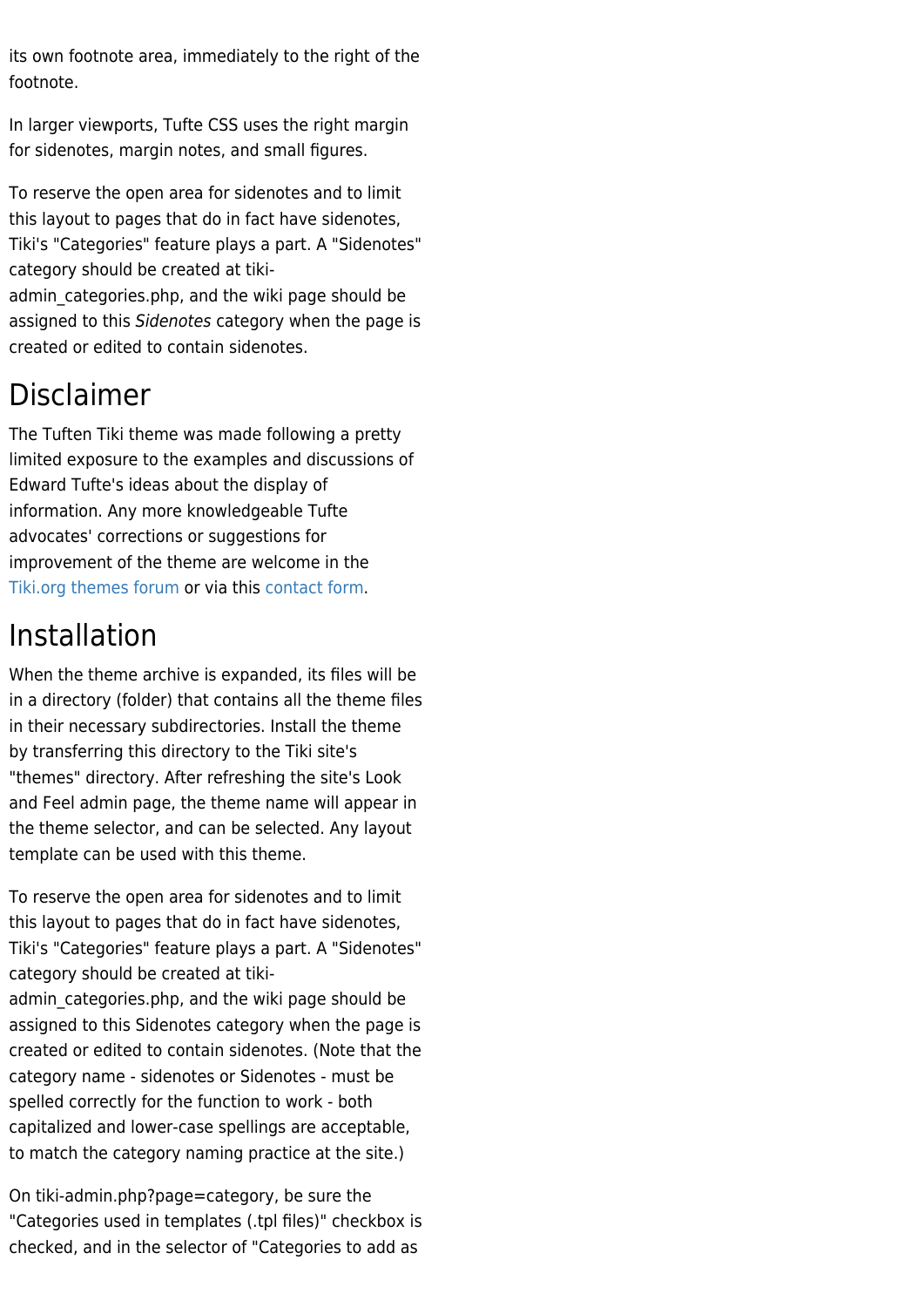its own footnote area, immediately to the right of the footnote.

In larger viewports, Tufte CSS uses the right margin for sidenotes, margin notes, and small figures.

To reserve the open area for sidenotes and to limit this layout to pages that do in fact have sidenotes, Tiki's "Categories" feature plays a part. A "Sidenotes" category should be created at tiki-admin_categories.php, and the wiki page should be assigned to this *Sidenotes* category when the page is created or edited to contain sidenotes.

# Disclaimer

The Tuften Tiki theme was made following a pretty limited exposure to the examples and discussions of Edward Tufte's ideas about the display of information. Any more knowledgeable Tufte advocates' corrections or suggestions for improvement of the theme are welcome in the Tiki.org themes forum or via this contact form.

# Installation

When the theme archive is expanded, its files will be in a directory (folder) that contains all the theme files in their necessary subdirectories. Install the theme by transferring this directory to the Tiki site's "themes" directory. After refreshing the site's Look and Feel admin page, the theme name will appear in the theme selector, and can be selected. Any layout template can be used with this theme.

To reserve the open area for sidenotes and to limit this layout to pages that do in fact have sidenotes, Tiki's "Categories" feature plays a part. A "Sidenotes" category should be created at tiki-admin_categories.php, and the wiki page should be assigned to this Sidenotes category when the page is created or edited to contain sidenotes. (Note that the category name - sidenotes or Sidenotes - must be spelled correctly for the function to work - both capitalized and lower-case spellings are acceptable, to match the category naming practice at the site.)

On tiki-admin.php?page=category, be sure the "Categories used in templates (.tpl files)" checkbox is checked, and in the selector of "Categories to add as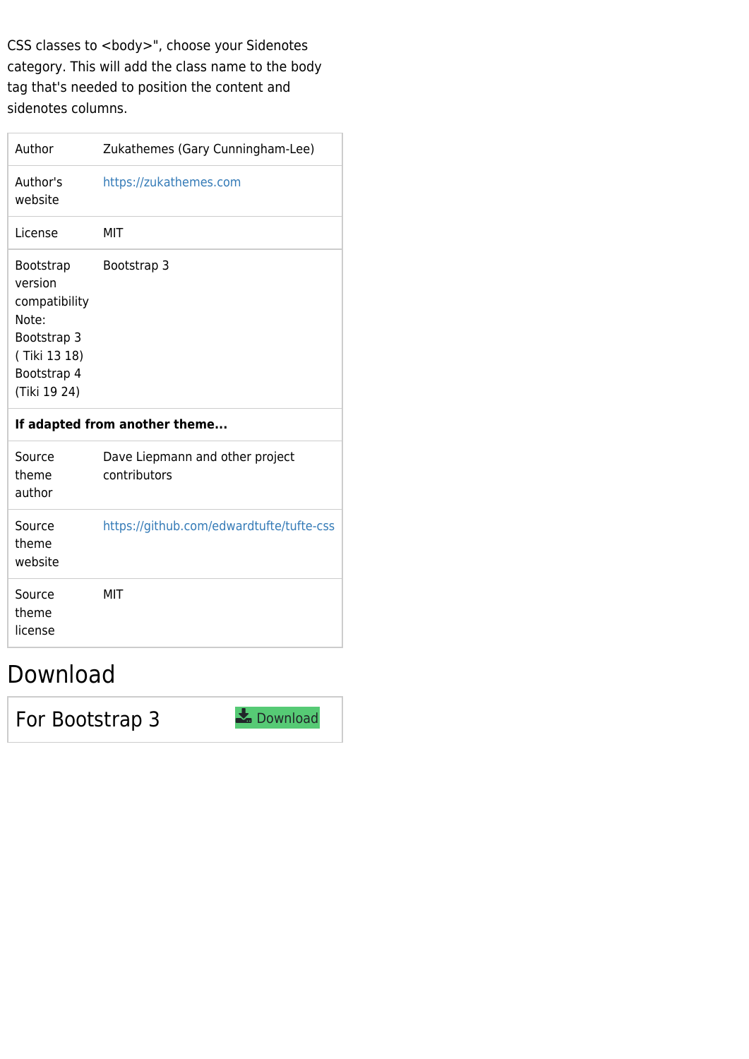CSS classes to <body>", choose your Sidenotes category. This will add the class name to the body tag that's needed to position the content and sidenotes columns.

| | |
|---|---|
| Author | Zukathemes (Gary Cunningham-Lee) |
| Author's website | https://zukathemes.com |
| License | MIT |
| Bootstrap version compatibility Note: Bootstrap 3 ( Tiki 13 18) Bootstrap 4 (Tiki 19 24) | Bootstrap 3 |
| **If adapted from another theme...** | |
| Source theme author | Dave Liepmann and other project contributors |
| Source theme website | https://github.com/edwardtufte/tufte-css |
| Source theme license | MIT |

# Download

| | |
|---|---|
| For Bootstrap 3 | Download |